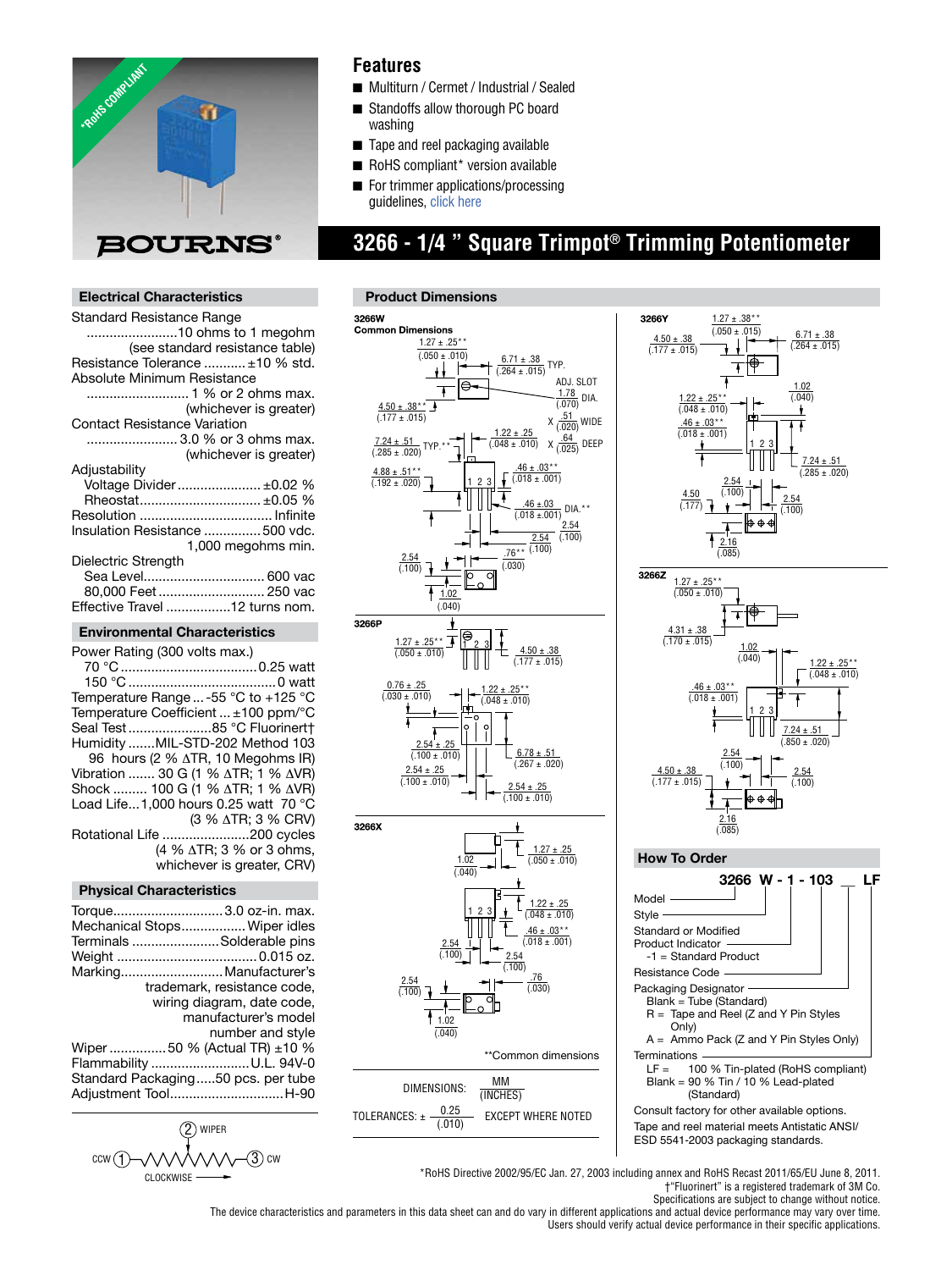*RoHS COMPLIANT

BOURNS®

## Features

- Multiturn / Cermet / Industrial / Sealed
- Standoffs allow thorough PC board washing
- Tape and reel packaging available
- RoHS compliant* version available
- For trimmer applications/processing guidelines, click here

# 3266 - 1/4 " Square Trimpot® Trimming Potentiometer

## Electrical Characteristics

Standard Resistance Range
........................10 ohms to 1 megohm
(see standard resistance table)
Resistance Tolerance ...........±10 % std.
Absolute Minimum Resistance
........................... 1 % or 2 ohms max.
(whichever is greater)
Contact Resistance Variation
........................ 3.0 % or 3 ohms max.
(whichever is greater)
Adjustability
Voltage Divider...................... ±0.02 %
Rheostat................................ ±0.05 %
Resolution .................................. Infinite
Insulation Resistance ...............500 vdc.
1,000 megohms min.
Dielectric Strength
Sea Level................................ 600 vac
80,000 Feet ............................ 250 vac
Effective Travel .................12 turns nom.

## Environmental Characteristics

Power Rating (300 volts max.)
70 °C .....................................0.25 watt
150 °C .......................................0 watt
Temperature Range ... -55 °C to +125 °C
Temperature Coefficient ... ±100 ppm/°C
Seal Test ......................85 °C Fluorinert†
Humidity .......MIL-STD-202 Method 103
96 hours (2 % ΔTR, 10 Megohms IR)
Vibration ....... 30 G (1 % ΔTR; 1 % ΔVR)
Shock ......... 100 G (1 % ΔTR; 1 % ΔVR)
Load Life...1,000 hours 0.25 watt 70 °C
(3 % ΔTR; 3 % CRV)
Rotational Life .......................200 cycles
(4 % ΔTR; 3 % or 3 ohms, whichever is greater, CRV)

## Physical Characteristics

Torque.............................3.0 oz-in. max.
Mechanical Stops................Wiper idles
Terminals .......................Solderable pins
Weight .....................................0.015 oz.
Marking...........................Manufacturer's trademark, resistance code, wiring diagram, date code, manufacturer's model number and style
Wiper ...............50 % (Actual TR) ±10 %
Flammability ..........................U.L. 94V-0
Standard Packaging.....50 pcs. per tube
Adjustment Tool..............................H-90

(2) WIPER
CCW (1) — (3) CW
CLOCKWISE

## Product Dimensions

**3266W**
**Common Dimensions**

1.27 ± .25** (.050 ± .010); 6.71 ± .38 (.264 ± .015) TYP.; ADJ. SLOT 1.78 (.070) DIA. X .51 (.020) WIDE X .64 (.025) DEEP; 4.50 ± .38** (.177 ± .015); 1.22 ± .25 (.048 ± .010); 7.24 ± .51 (.285 ± .020) TYP.**; 4.88 ± .51** (.192 ± .020); .46 ± .03** (.018 ± .001); .46 ± .03 (.018 ± .001) DIA.**; 2.54 (.100); 2.54 (.100); .76** (.030); 2.54 (.100); 1.02 (.040)

**3266P**

1.27 ± .25** (.050 ± .010); 4.50 ± .38 (.177 ± .015); 0.76 ± .25 (.030 ± .010); 1.22 ± .25** (.048 ± .010); 2.54 ± .25 (.100 ± .010); 6.78 ± .51 (.267 ± .020); 2.54 ± .25 (.100 ± .010); 2.54 ± .25 (.100 ± .010)

**3266X**

1.02 (.040); 1.27 ± .25 (.050 ± .010); 1.22 ± .25 (.048 ± .010); .46 ± .03** (.018 ± .001); 2.54 (.100); 2.54 (.100); 2.54 (.100); .76 (.030); 1.02 (.040)

**Common dimensions

DIMENSIONS: MM (INCHES)

TOLERANCES: ± 0.25 (.010) EXCEPT WHERE NOTED

**3266Y**

1.27 ± .38** (.050 ± .015); 4.50 ± .38 (.177 ± .015); 6.71 ± .38 (.264 ± .015); 1.02 (.040); 1.22 ± .25** (.048 ± .010); .46 ± .03** (.018 ± .001); 7.24 ± .51 (.285 ± .020); 2.54 (.100); 4.50 (.177); 2.54 (.100); 2.16 (.085)

**3266Z**

1.27 ± .25** (.050 ± .010); 4.31 ± .38 (.170 ± .015); 1.02 (.040); 1.22 ± .25** (.048 ± .010); .46 ± .03** (.018 ± .001); 7.24 ± .51 (.850 ± .020); 2.54 (.100); 4.50 ± .38 (.177 ± .015); 2.54 (.100); 2.16 (.085)

## How To Order

**3266 W - 1 - 103 __ LF**

Model
Style
Standard or Modified Product Indicator
 -1 = Standard Product
Resistance Code
Packaging Designator
 Blank = Tube (Standard)
 R = Tape and Reel (Z and Y Pin Styles Only)
 A = Ammo Pack (Z and Y Pin Styles Only)
Terminations
 LF = 100 % Tin-plated (RoHS compliant)
 Blank = 90 % Tin / 10 % Lead-plated (Standard)

Consult factory for other available options.

Tape and reel material meets Antistatic ANSI/ESD 5541-2003 packaging standards.

*RoHS Directive 2002/95/EC Jan. 27, 2003 including annex and RoHS Recast 2011/65/EU June 8, 2011.
†"Fluorinert" is a registered trademark of 3M Co.
Specifications are subject to change without notice.
The device characteristics and parameters in this data sheet can and do vary in different applications and actual device performance may vary over time.
Users should verify actual device performance in their specific applications.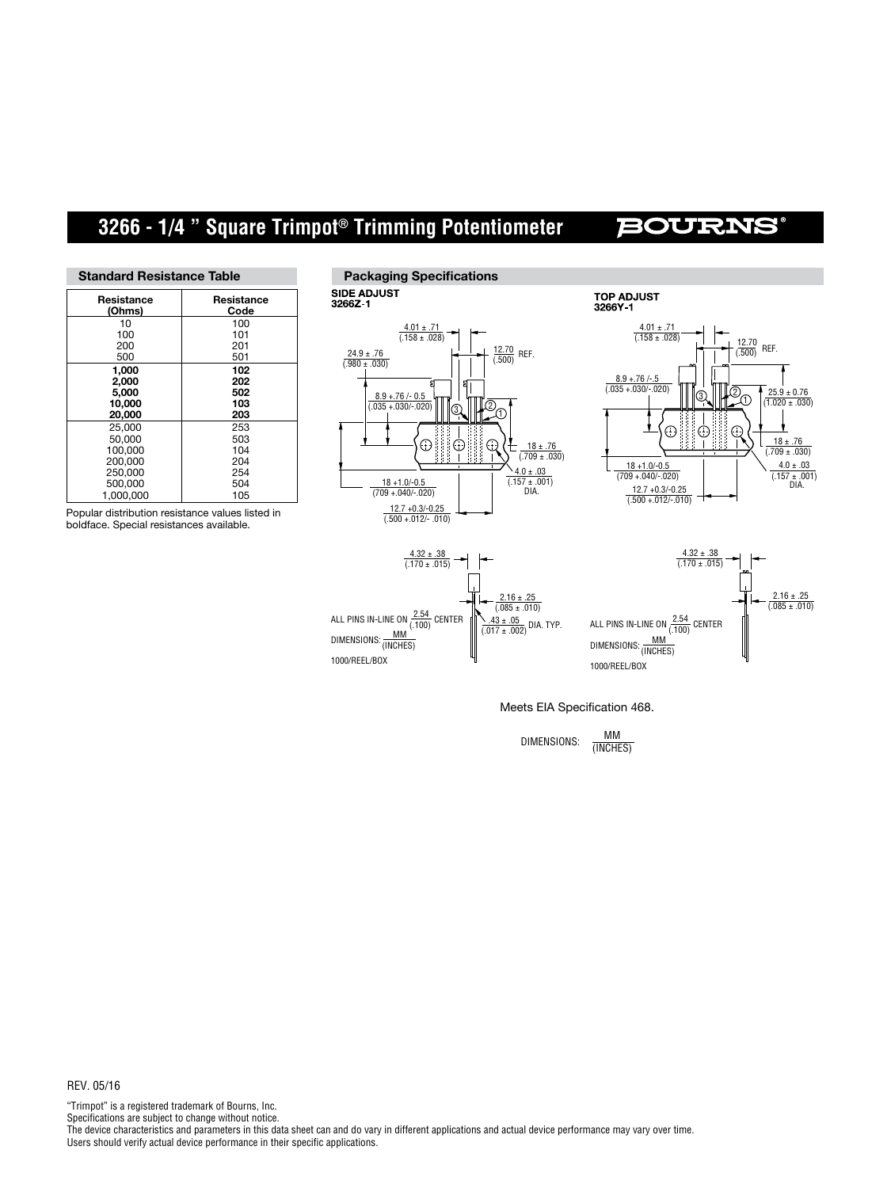# 3266 - 1/4 " Square Trimpot® Trimming Potentiometer

**BOURNS®**

## Standard Resistance Table

| Resistance (Ohms) | Resistance Code |
|---|---|
| 10 | 100 |
| 100 | 101 |
| 200 | 201 |
| 500 | 501 |
| **1,000** | **102** |
| **2,000** | **202** |
| **5,000** | **502** |
| **10,000** | **103** |
| **20,000** | **203** |
| 25,000 | 253 |
| 50,000 | 503 |
| 100,000 | 104 |
| 200,000 | 204 |
| 250,000 | 254 |
| 500,000 | 504 |
| 1,000,000 | 105 |

Popular distribution resistance values listed in boldface. Special resistances available.

## Packaging Specifications

**SIDE ADJUST**
**3266Z-1**

4.01 ± .71 (.158 ± .028)
24.9 ± .76 (.980 ± .030)
12.70 (.500) REF.
8.9 +.76 /- 0.5 (.035 +.030/-.020)
18 ± .76 (.709 ± .030)
4.0 ± .03 (.157 ± .001) DIA.
18 +1.0/-0.5 (709 +.040/-.020)
12.7 +0.3/-0.25 (.500 +.012/- .010)

4.32 ± .38 (.170 ± .015)
2.16 ± .25 (.085 ± .010)
.43 ± .05 (.017 ± .002) DIA. TYP.
ALL PINS IN-LINE ON 2.54 (.100) CENTER
DIMENSIONS: MM (INCHES)
1000/REEL/BOX

**TOP ADJUST**
**3266Y-1**

4.01 ± .71 (.158 ± .028)
12.70 (.500) REF.
8.9 +.76 /-.5 (.035 +.030/-.020)
25.9 ± 0.76 (1.020 ± .030)
18 ± .76 (.709 ± .030)
4.0 ± .03 (.157 ± .001) DIA.
18 +1.0/-0.5 (709 +.040/-.020)
12.7 +0.3/-0.25 (.500 +.012/-.010)

4.32 ± .38 (.170 ± .015)
2.16 ± .25 (.085 ± .010)
ALL PINS IN-LINE ON 2.54 (.100) CENTER
DIMENSIONS: MM (INCHES)
1000/REEL/BOX

Meets EIA Specification 468.

DIMENSIONS: MM (INCHES)

REV. 05/16

"Trimpot" is a registered trademark of Bourns, Inc.
Specifications are subject to change without notice.
The device characteristics and parameters in this data sheet can and do vary in different applications and actual device performance may vary over time.
Users should verify actual device performance in their specific applications.